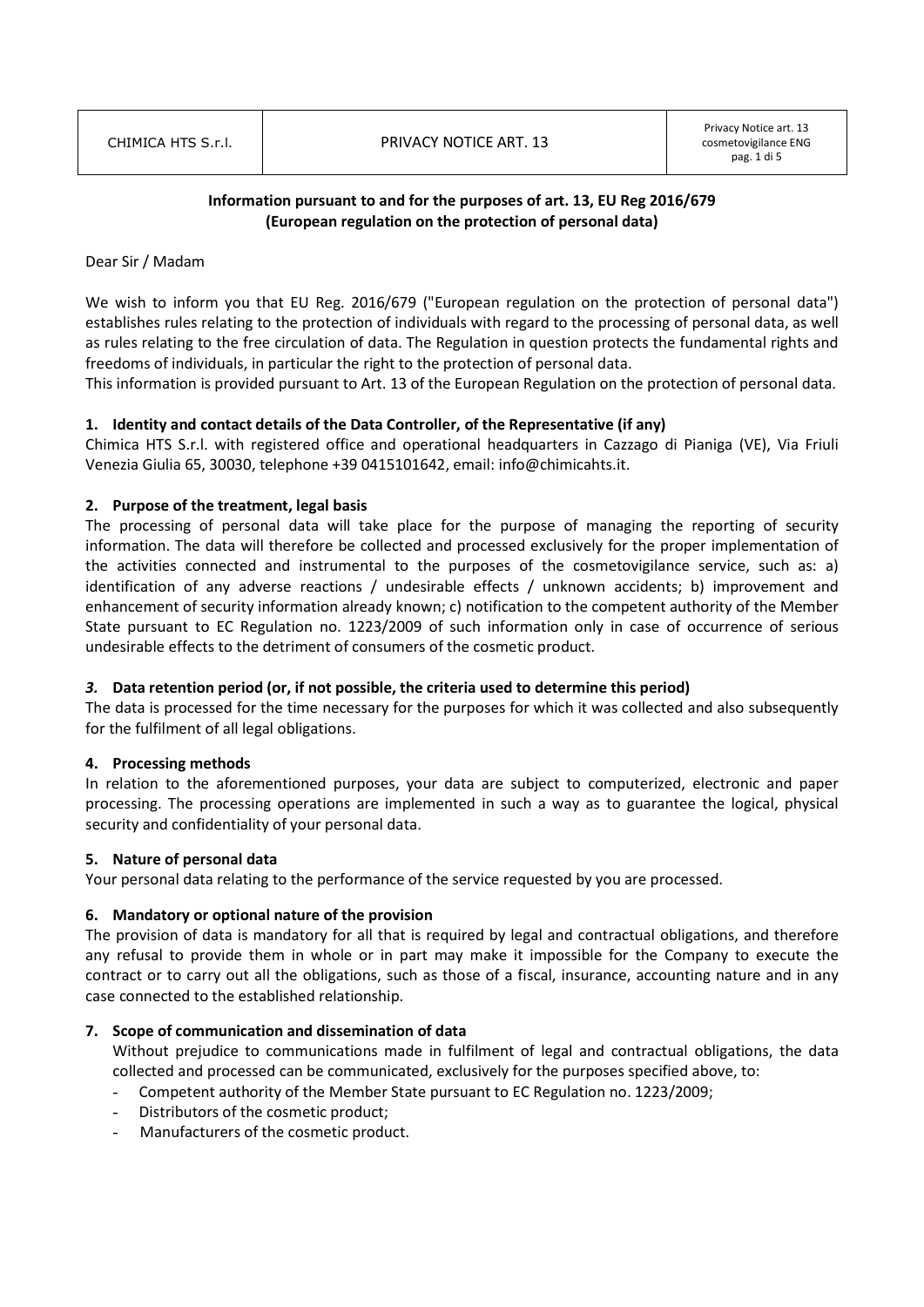**Information pursuant to and for the purposes of art. 13, EU Reg 2016/679 (European regulation on the protection of personal data)**

Dear Sir / Madam

We wish to inform you that EU Reg. 2016/679 ("European regulation on the protection of personal data") establishes rules relating to the protection of individuals with regard to the processing of personal data, as well as rules relating to the free circulation of data. The Regulation in question protects the fundamental rights and freedoms of individuals, in particular the right to the protection of personal data.
This information is provided pursuant to Art. 13 of the European Regulation on the protection of personal data.

**1. Identity and contact details of the Data Controller, of the Representative (if any)**

Chimica HTS S.r.l. with registered office and operational headquarters in Cazzago di Pianiga (VE), Via Friuli Venezia Giulia 65, 30030, telephone +39 0415101642, email: info@chimicahts.it.

**2. Purpose of the treatment, legal basis**

The processing of personal data will take place for the purpose of managing the reporting of security information. The data will therefore be collected and processed exclusively for the proper implementation of the activities connected and instrumental to the purposes of the cosmetovigilance service, such as: a) identification of any adverse reactions / undesirable effects / unknown accidents; b) improvement and enhancement of security information already known; c) notification to the competent authority of the Member State pursuant to EC Regulation no. 1223/2009 of such information only in case of occurrence of serious undesirable effects to the detriment of consumers of the cosmetic product.

***3.* Data retention period (or, if not possible, the criteria used to determine this period)**

The data is processed for the time necessary for the purposes for which it was collected and also subsequently for the fulfilment of all legal obligations.

**4. Processing methods**

In relation to the aforementioned purposes, your data are subject to computerized, electronic and paper processing. The processing operations are implemented in such a way as to guarantee the logical, physical security and confidentiality of your personal data.

**5. Nature of personal data**

Your personal data relating to the performance of the service requested by you are processed.

**6. Mandatory or optional nature of the provision**

The provision of data is mandatory for all that is required by legal and contractual obligations, and therefore any refusal to provide them in whole or in part may make it impossible for the Company to execute the contract or to carry out all the obligations, such as those of a fiscal, insurance, accounting nature and in any case connected to the established relationship.

**7. Scope of communication and dissemination of data**

Without prejudice to communications made in fulfilment of legal and contractual obligations, the data collected and processed can be communicated, exclusively for the purposes specified above, to:

- Competent authority of the Member State pursuant to EC Regulation no. 1223/2009;
- Distributors of the cosmetic product;
- Manufacturers of the cosmetic product.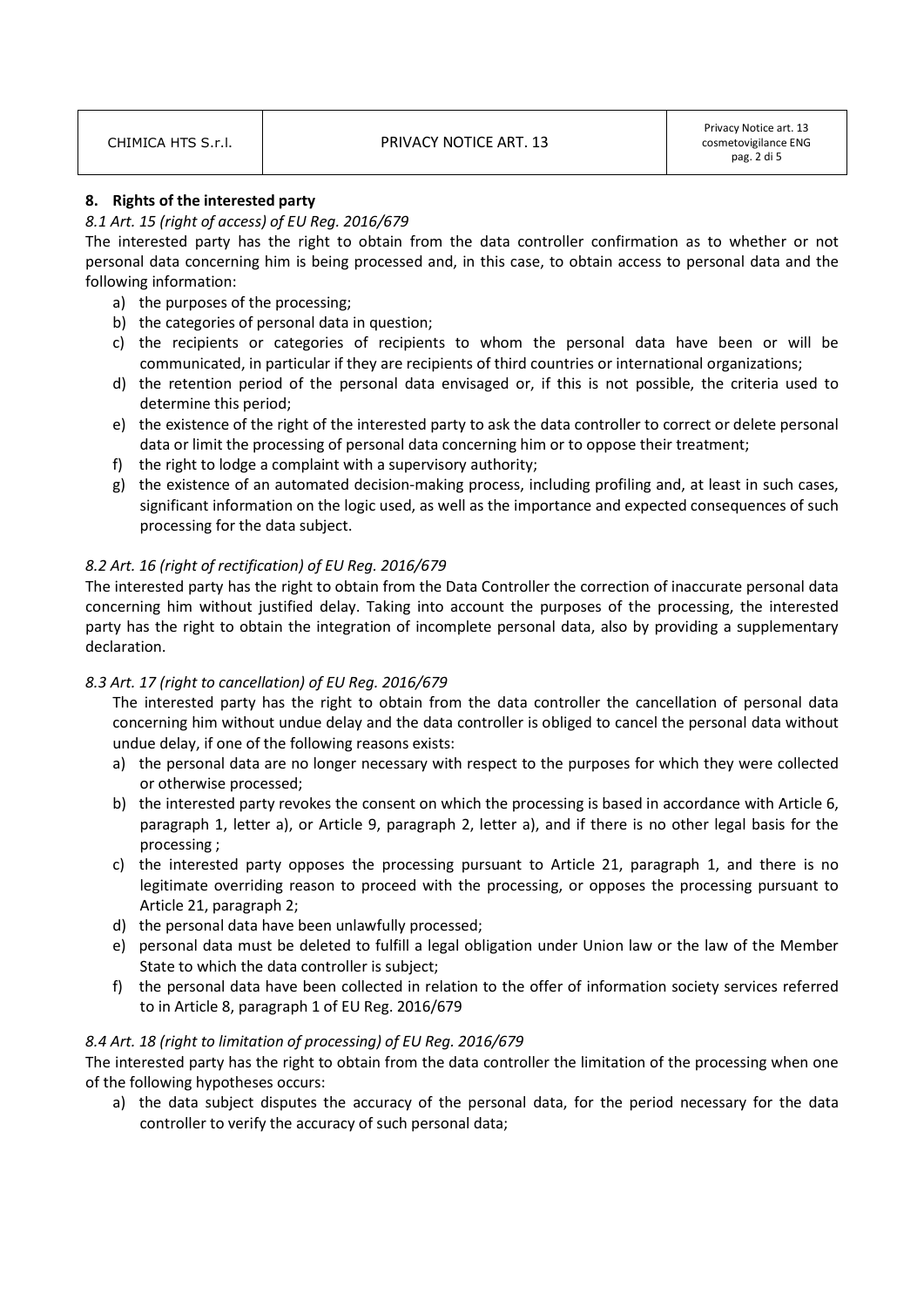## 8. Rights of the interested party

### *8.1 Art. 15 (right of access) of EU Reg. 2016/679*

The interested party has the right to obtain from the data controller confirmation as to whether or not personal data concerning him is being processed and, in this case, to obtain access to personal data and the following information:

a) the purposes of the processing;
b) the categories of personal data in question;
c) the recipients or categories of recipients to whom the personal data have been or will be communicated, in particular if they are recipients of third countries or international organizations;
d) the retention period of the personal data envisaged or, if this is not possible, the criteria used to determine this period;
e) the existence of the right of the interested party to ask the data controller to correct or delete personal data or limit the processing of personal data concerning him or to oppose their treatment;
f) the right to lodge a complaint with a supervisory authority;
g) the existence of an automated decision-making process, including profiling and, at least in such cases, significant information on the logic used, as well as the importance and expected consequences of such processing for the data subject.

### *8.2 Art. 16 (right of rectification) of EU Reg. 2016/679*

The interested party has the right to obtain from the Data Controller the correction of inaccurate personal data concerning him without justified delay. Taking into account the purposes of the processing, the interested party has the right to obtain the integration of incomplete personal data, also by providing a supplementary declaration.

### *8.3 Art. 17 (right to cancellation) of EU Reg. 2016/679*

The interested party has the right to obtain from the data controller the cancellation of personal data concerning him without undue delay and the data controller is obliged to cancel the personal data without undue delay, if one of the following reasons exists:

a) the personal data are no longer necessary with respect to the purposes for which they were collected or otherwise processed;
b) the interested party revokes the consent on which the processing is based in accordance with Article 6, paragraph 1, letter a), or Article 9, paragraph 2, letter a), and if there is no other legal basis for the processing ;
c) the interested party opposes the processing pursuant to Article 21, paragraph 1, and there is no legitimate overriding reason to proceed with the processing, or opposes the processing pursuant to Article 21, paragraph 2;
d) the personal data have been unlawfully processed;
e) personal data must be deleted to fulfill a legal obligation under Union law or the law of the Member State to which the data controller is subject;
f) the personal data have been collected in relation to the offer of information society services referred to in Article 8, paragraph 1 of EU Reg. 2016/679

### *8.4 Art. 18 (right to limitation of processing) of EU Reg. 2016/679*

The interested party has the right to obtain from the data controller the limitation of the processing when one of the following hypotheses occurs:

a) the data subject disputes the accuracy of the personal data, for the period necessary for the data controller to verify the accuracy of such personal data;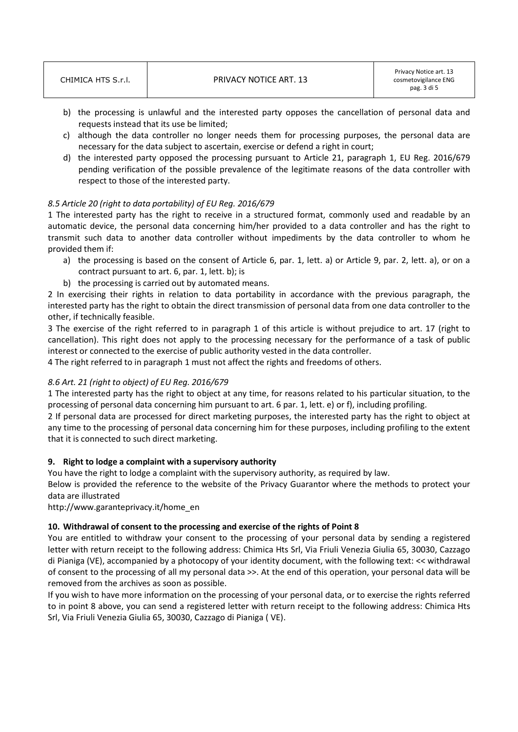b) the processing is unlawful and the interested party opposes the cancellation of personal data and requests instead that its use be limited;
c) although the data controller no longer needs them for processing purposes, the personal data are necessary for the data subject to ascertain, exercise or defend a right in court;
d) the interested party opposed the processing pursuant to Article 21, paragraph 1, EU Reg. 2016/679 pending verification of the possible prevalence of the legitimate reasons of the data controller with respect to those of the interested party.

*8.5 Article 20 (right to data portability) of EU Reg. 2016/679*

1 The interested party has the right to receive in a structured format, commonly used and readable by an automatic device, the personal data concerning him/her provided to a data controller and has the right to transmit such data to another data controller without impediments by the data controller to whom he provided them if:

a) the processing is based on the consent of Article 6, par. 1, lett. a) or Article 9, par. 2, lett. a), or on a contract pursuant to art. 6, par. 1, lett. b); is
b) the processing is carried out by automated means.

2 In exercising their rights in relation to data portability in accordance with the previous paragraph, the interested party has the right to obtain the direct transmission of personal data from one data controller to the other, if technically feasible.

3 The exercise of the right referred to in paragraph 1 of this article is without prejudice to art. 17 (right to cancellation). This right does not apply to the processing necessary for the performance of a task of public interest or connected to the exercise of public authority vested in the data controller.

4 The right referred to in paragraph 1 must not affect the rights and freedoms of others.

*8.6 Art. 21 (right to object) of EU Reg. 2016/679*

1 The interested party has the right to object at any time, for reasons related to his particular situation, to the processing of personal data concerning him pursuant to art. 6 par. 1, lett. e) or f), including profiling.

2 If personal data are processed for direct marketing purposes, the interested party has the right to object at any time to the processing of personal data concerning him for these purposes, including profiling to the extent that it is connected to such direct marketing.

## 9. Right to lodge a complaint with a supervisory authority

You have the right to lodge a complaint with the supervisory authority, as required by law.

Below is provided the reference to the website of the Privacy Guarantor where the methods to protect your data are illustrated

http://www.garanteprivacy.it/home_en

## 10. Withdrawal of consent to the processing and exercise of the rights of Point 8

You are entitled to withdraw your consent to the processing of your personal data by sending a registered letter with return receipt to the following address: Chimica Hts Srl, Via Friuli Venezia Giulia 65, 30030, Cazzago di Pianiga (VE), accompanied by a photocopy of your identity document, with the following text: << withdrawal of consent to the processing of all my personal data >>. At the end of this operation, your personal data will be removed from the archives as soon as possible.

If you wish to have more information on the processing of your personal data, or to exercise the rights referred to in point 8 above, you can send a registered letter with return receipt to the following address: Chimica Hts Srl, Via Friuli Venezia Giulia 65, 30030, Cazzago di Pianiga ( VE).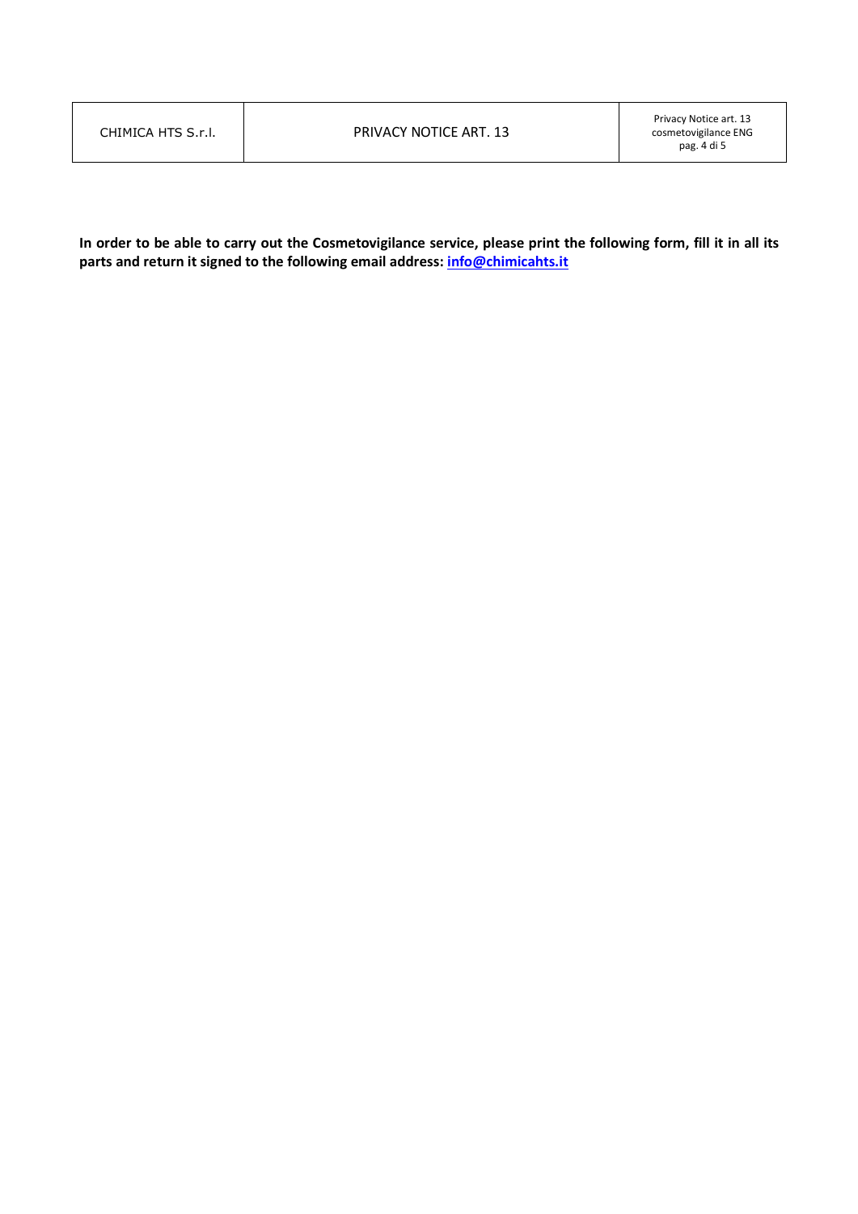**In order to be able to carry out the Cosmetovigilance service, please print the following form, fill it in all its parts and return it signed to the following email address: [info@chimicahts.it](mailto:info@chimicahts.it)**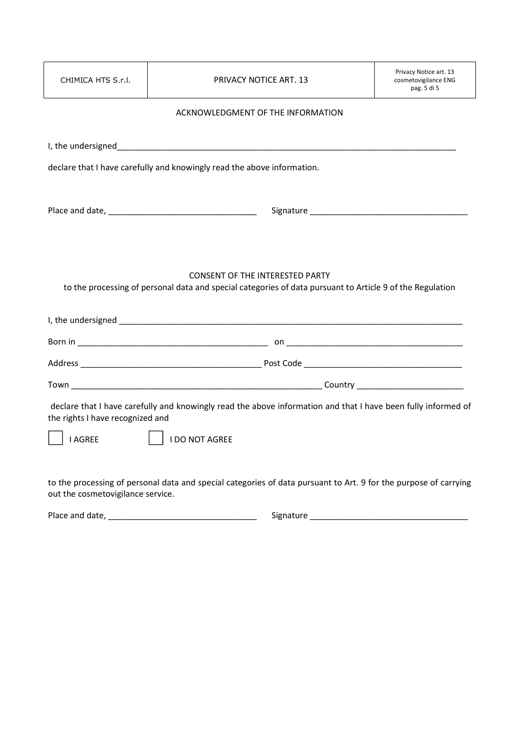## ACKNOWLEDGMENT OF THE INFORMATION

I, the undersigned_____________________________________________________________________________

declare that I have carefully and knowingly read the above information.

Place and date, ________________________________ Signature __________________________________

## CONSENT OF THE INTERESTED PARTY

to the processing of personal data and special categories of data pursuant to Article 9 of the Regulation

I, the undersigned ______________________________________________________________________________

Born in ________________________________________ on ______________________________________

Address ______________________________________ Post Code __________________________________

Town ______________________________________________________ Country _______________________

declare that I have carefully and knowingly read the above information and that I have been fully informed of the rights I have recognized and

☐ I AGREE ☐ I DO NOT AGREE

to the processing of personal data and special categories of data pursuant to Art. 9 for the purpose of carrying out the cosmetovigilance service.

Place and date, ________________________________ Signature __________________________________